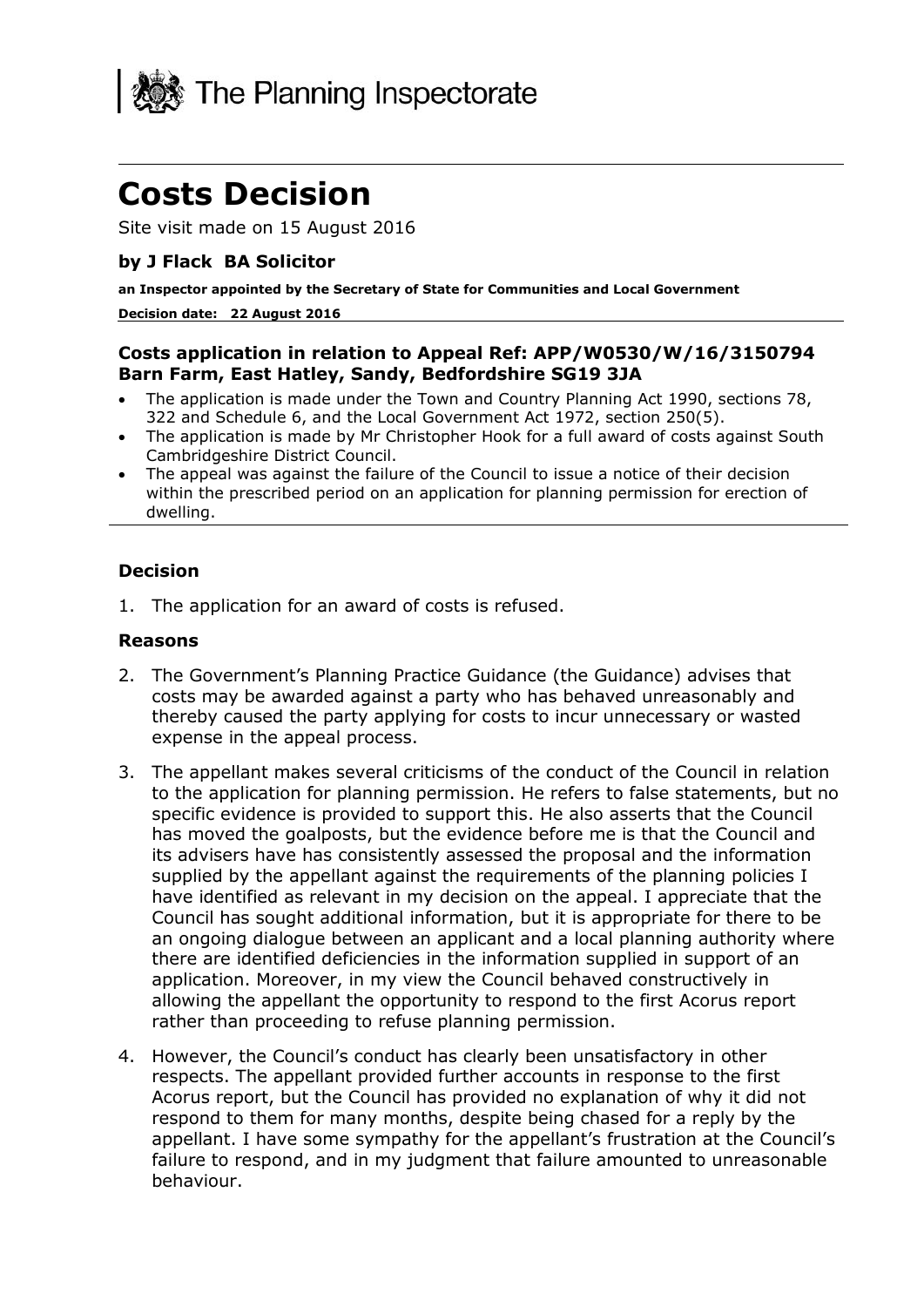The Planning Inspectorate

# Costs Decision

Site visit made on 15 August 2016

### by J Flack BA Solicitor

**an Inspector appointed by the Secretary of State for Communities and Local Government**

**Decision date: 22 August 2016**

### Costs application in relation to Appeal Ref: APP/W0530/W/16/3150794 Barn Farm, East Hatley, Sandy, Bedfordshire SG19 3JA

- The application is made under the Town and Country Planning Act 1990, sections 78, 322 and Schedule 6, and the Local Government Act 1972, section 250(5).
- The application is made by Mr Christopher Hook for a full award of costs against South Cambridgeshire District Council.
- The appeal was against the failure of the Council to issue a notice of their decision within the prescribed period on an application for planning permission for erection of dwelling.

### Decision

1. The application for an award of costs is refused.

### Reasons

2. The Government's Planning Practice Guidance (the Guidance) advises that costs may be awarded against a party who has behaved unreasonably and thereby caused the party applying for costs to incur unnecessary or wasted expense in the appeal process.

3. The appellant makes several criticisms of the conduct of the Council in relation to the application for planning permission. He refers to false statements, but no specific evidence is provided to support this. He also asserts that the Council has moved the goalposts, but the evidence before me is that the Council and its advisers have has consistently assessed the proposal and the information supplied by the appellant against the requirements of the planning policies I have identified as relevant in my decision on the appeal. I appreciate that the Council has sought additional information, but it is appropriate for there to be an ongoing dialogue between an applicant and a local planning authority where there are identified deficiencies in the information supplied in support of an application. Moreover, in my view the Council behaved constructively in allowing the appellant the opportunity to respond to the first Acorus report rather than proceeding to refuse planning permission.

4. However, the Council's conduct has clearly been unsatisfactory in other respects. The appellant provided further accounts in response to the first Acorus report, but the Council has provided no explanation of why it did not respond to them for many months, despite being chased for a reply by the appellant. I have some sympathy for the appellant's frustration at the Council's failure to respond, and in my judgment that failure amounted to unreasonable behaviour.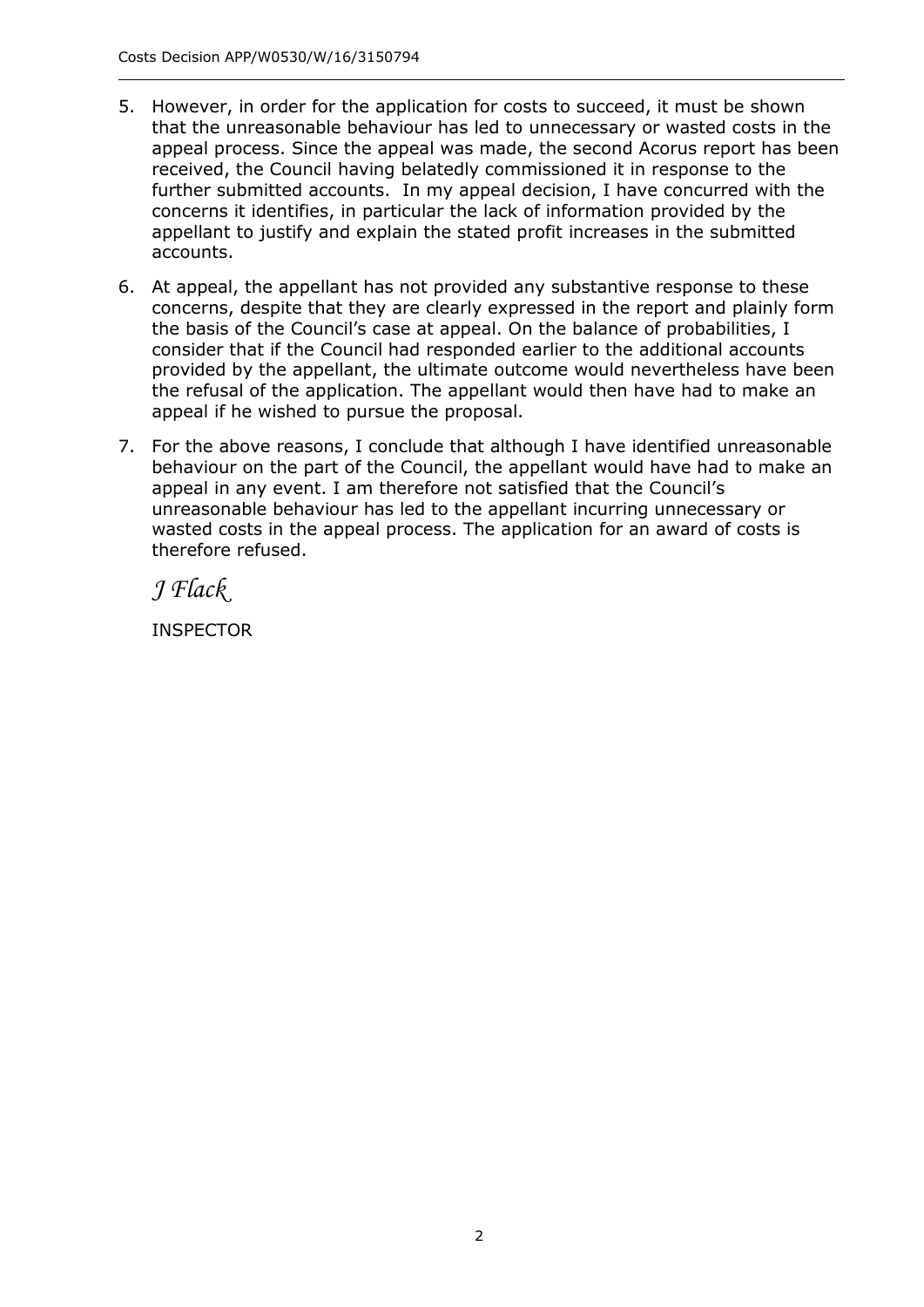5. However, in order for the application for costs to succeed, it must be shown that the unreasonable behaviour has led to unnecessary or wasted costs in the appeal process. Since the appeal was made, the second Acorus report has been received, the Council having belatedly commissioned it in response to the further submitted accounts. In my appeal decision, I have concurred with the concerns it identifies, in particular the lack of information provided by the appellant to justify and explain the stated profit increases in the submitted accounts.

6. At appeal, the appellant has not provided any substantive response to these concerns, despite that they are clearly expressed in the report and plainly form the basis of the Council's case at appeal. On the balance of probabilities, I consider that if the Council had responded earlier to the additional accounts provided by the appellant, the ultimate outcome would nevertheless have been the refusal of the application. The appellant would then have had to make an appeal if he wished to pursue the proposal.

7. For the above reasons, I conclude that although I have identified unreasonable behaviour on the part of the Council, the appellant would have had to make an appeal in any event. I am therefore not satisfied that the Council's unreasonable behaviour has led to the appellant incurring unnecessary or wasted costs in the appeal process. The application for an award of costs is therefore refused.

*J Flack*

INSPECTOR